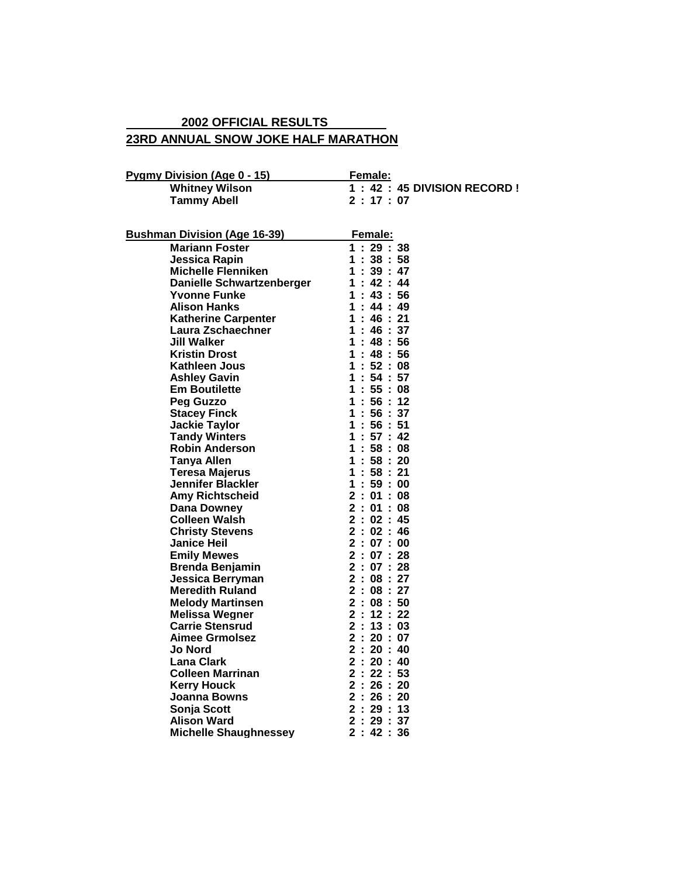## 2002 OFFICIAL RESULTS

## 23RD ANNUAL SNOW JOKE HALF MARATHON

| Pygmy Division (Age 0 - 15) | Female: |
|---|---|
| Whitney Wilson | 1 : 42 : 45 DIVISION RECORD ! |
| Tammy Abell | 2 : 17 : 07 |

| Bushman Division (Age 16-39) | Female: |
|---|---|
| Mariann Foster | 1 : 29 : 38 |
| Jessica Rapin | 1 : 38 : 58 |
| Michelle Flenniken | 1 : 39 : 47 |
| Danielle Schwartzenberger | 1 : 42 : 44 |
| Yvonne Funke | 1 : 43 : 56 |
| Alison Hanks | 1 : 44 : 49 |
| Katherine Carpenter | 1 : 46 : 21 |
| Laura Zschaechner | 1 : 46 : 37 |
| Jill Walker | 1 : 48 : 56 |
| Kristin Drost | 1 : 48 : 56 |
| Kathleen Jous | 1 : 52 : 08 |
| Ashley Gavin | 1 : 54 : 57 |
| Em Boutilette | 1 : 55 : 08 |
| Peg Guzzo | 1 : 56 : 12 |
| Stacey Finck | 1 : 56 : 37 |
| Jackie Taylor | 1 : 56 : 51 |
| Tandy Winters | 1 : 57 : 42 |
| Robin Anderson | 1 : 58 : 08 |
| Tanya Allen | 1 : 58 : 20 |
| Teresa Majerus | 1 : 58 : 21 |
| Jennifer Blackler | 1 : 59 : 00 |
| Amy Richtscheid | 2 : 01 : 08 |
| Dana Downey | 2 : 01 : 08 |
| Colleen Walsh | 2 : 02 : 45 |
| Christy Stevens | 2 : 02 : 46 |
| Janice Heil | 2 : 07 : 00 |
| Emily Mewes | 2 : 07 : 28 |
| Brenda Benjamin | 2 : 07 : 28 |
| Jessica Berryman | 2 : 08 : 27 |
| Meredith Ruland | 2 : 08 : 27 |
| Melody Martinsen | 2 : 08 : 50 |
| Melissa Wegner | 2 : 12 : 22 |
| Carrie Stensrud | 2 : 13 : 03 |
| Aimee Grmolsez | 2 : 20 : 07 |
| Jo Nord | 2 : 20 : 40 |
| Lana Clark | 2 : 20 : 40 |
| Colleen Marrinan | 2 : 22 : 53 |
| Kerry Houck | 2 : 26 : 20 |
| Joanna Bowns | 2 : 26 : 20 |
| Sonja Scott | 2 : 29 : 13 |
| Alison Ward | 2 : 29 : 37 |
| Michelle Shaughnessey | 2 : 42 : 36 |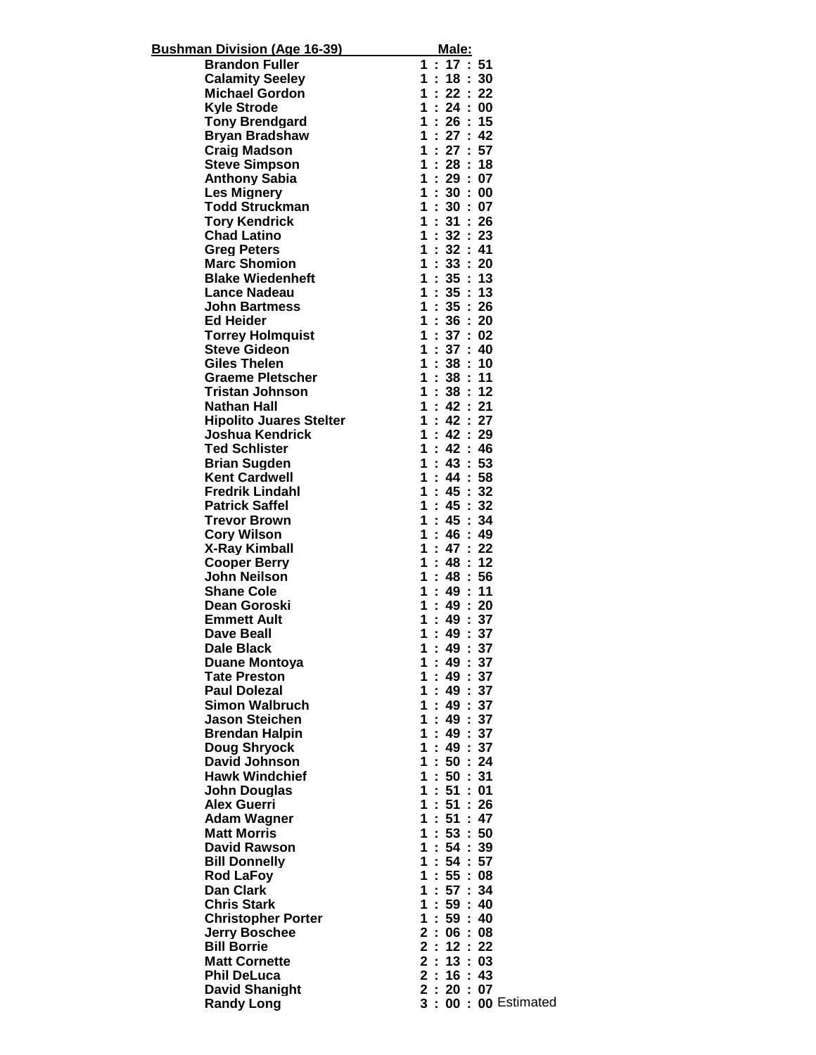| Bushman Division (Age 16-39) | Male: | |
|---|---|---|
| Brandon Fuller | 1 : 17 : 51 | |
| Calamity Seeley | 1 : 18 : 30 | |
| Michael Gordon | 1 : 22 : 22 | |
| Kyle Strode | 1 : 24 : 00 | |
| Tony Brendgard | 1 : 26 : 15 | |
| Bryan Bradshaw | 1 : 27 : 42 | |
| Craig Madson | 1 : 27 : 57 | |
| Steve Simpson | 1 : 28 : 18 | |
| Anthony Sabia | 1 : 29 : 07 | |
| Les Mignery | 1 : 30 : 00 | |
| Todd Struckman | 1 : 30 : 07 | |
| Tory Kendrick | 1 : 31 : 26 | |
| Chad Latino | 1 : 32 : 23 | |
| Greg Peters | 1 : 32 : 41 | |
| Marc Shomion | 1 : 33 : 20 | |
| Blake Wiedenheft | 1 : 35 : 13 | |
| Lance Nadeau | 1 : 35 : 13 | |
| John Bartmess | 1 : 35 : 26 | |
| Ed Heider | 1 : 36 : 20 | |
| Torrey Holmquist | 1 : 37 : 02 | |
| Steve Gideon | 1 : 37 : 40 | |
| Giles Thelen | 1 : 38 : 10 | |
| Graeme Pletscher | 1 : 38 : 11 | |
| Tristan Johnson | 1 : 38 : 12 | |
| Nathan Hall | 1 : 42 : 21 | |
| Hipolito Juares Stelter | 1 : 42 : 27 | |
| Joshua Kendrick | 1 : 42 : 29 | |
| Ted Schlister | 1 : 42 : 46 | |
| Brian Sugden | 1 : 43 : 53 | |
| Kent Cardwell | 1 : 44 : 58 | |
| Fredrik Lindahl | 1 : 45 : 32 | |
| Patrick Saffel | 1 : 45 : 32 | |
| Trevor Brown | 1 : 45 : 34 | |
| Cory Wilson | 1 : 46 : 49 | |
| X-Ray Kimball | 1 : 47 : 22 | |
| Cooper Berry | 1 : 48 : 12 | |
| John Neilson | 1 : 48 : 56 | |
| Shane Cole | 1 : 49 : 11 | |
| Dean Goroski | 1 : 49 : 20 | |
| Emmett Ault | 1 : 49 : 37 | |
| Dave Beall | 1 : 49 : 37 | |
| Dale Black | 1 : 49 : 37 | |
| Duane Montoya | 1 : 49 : 37 | |
| Tate Preston | 1 : 49 : 37 | |
| Paul Dolezal | 1 : 49 : 37 | |
| Simon Walbruch | 1 : 49 : 37 | |
| Jason Steichen | 1 : 49 : 37 | |
| Brendan Halpin | 1 : 49 : 37 | |
| Doug Shryock | 1 : 49 : 37 | |
| David Johnson | 1 : 50 : 24 | |
| Hawk Windchief | 1 : 50 : 31 | |
| John Douglas | 1 : 51 : 01 | |
| Alex Guerri | 1 : 51 : 26 | |
| Adam Wagner | 1 : 51 : 47 | |
| Matt Morris | 1 : 53 : 50 | |
| David Rawson | 1 : 54 : 39 | |
| Bill Donnelly | 1 : 54 : 57 | |
| Rod LaFoy | 1 : 55 : 08 | |
| Dan Clark | 1 : 57 : 34 | |
| Chris Stark | 1 : 59 : 40 | |
| Christopher Porter | 1 : 59 : 40 | |
| Jerry Boschee | 2 : 06 : 08 | |
| Bill Borrie | 2 : 12 : 22 | |
| Matt Cornette | 2 : 13 : 03 | |
| Phil DeLuca | 2 : 16 : 43 | |
| David Shanight | 2 : 20 : 07 | |
| Randy Long | 3 : 00 : 00 | Estimated |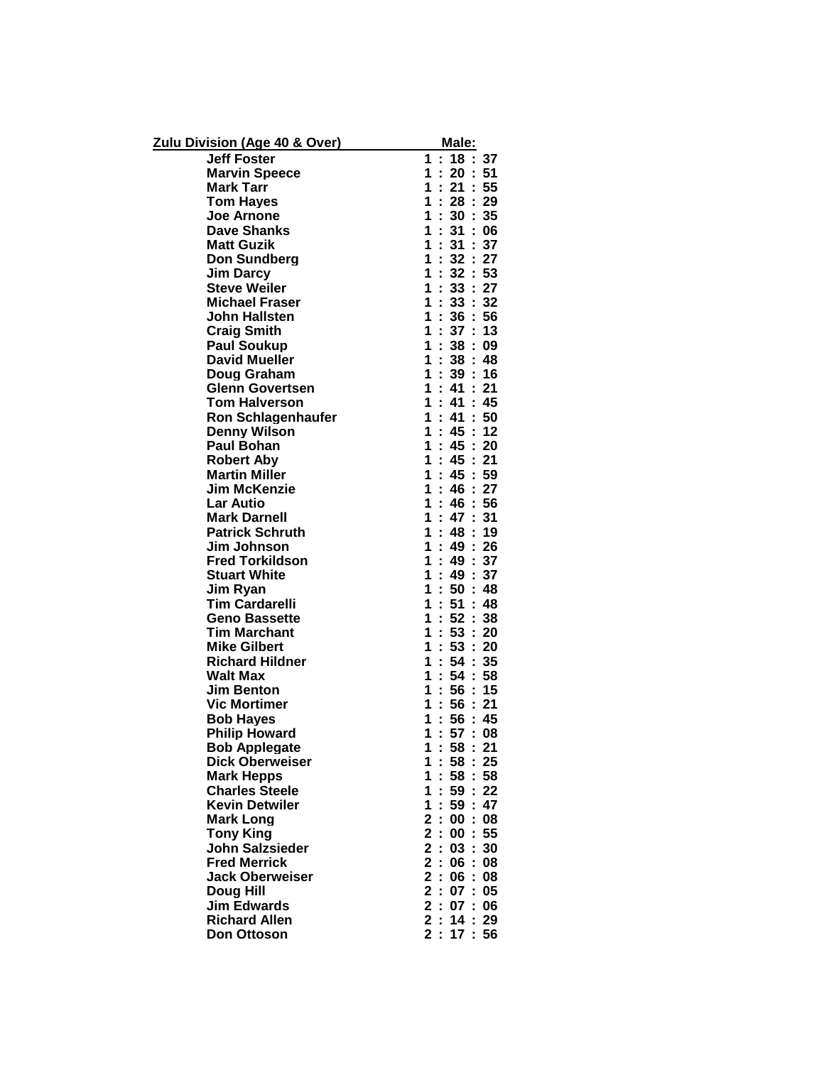| Zulu Division (Age 40 & Over) | Male: |
|---|---|
| Jeff Foster | 1 : 18 : 37 |
| Marvin Speece | 1 : 20 : 51 |
| Mark Tarr | 1 : 21 : 55 |
| Tom Hayes | 1 : 28 : 29 |
| Joe Arnone | 1 : 30 : 35 |
| Dave Shanks | 1 : 31 : 06 |
| Matt Guzik | 1 : 31 : 37 |
| Don Sundberg | 1 : 32 : 27 |
| Jim Darcy | 1 : 32 : 53 |
| Steve Weiler | 1 : 33 : 27 |
| Michael Fraser | 1 : 33 : 32 |
| John Hallsten | 1 : 36 : 56 |
| Craig Smith | 1 : 37 : 13 |
| Paul Soukup | 1 : 38 : 09 |
| David Mueller | 1 : 38 : 48 |
| Doug Graham | 1 : 39 : 16 |
| Glenn Govertsen | 1 : 41 : 21 |
| Tom Halverson | 1 : 41 : 45 |
| Ron Schlagenhaufer | 1 : 41 : 50 |
| Denny Wilson | 1 : 45 : 12 |
| Paul Bohan | 1 : 45 : 20 |
| Robert Aby | 1 : 45 : 21 |
| Martin Miller | 1 : 45 : 59 |
| Jim McKenzie | 1 : 46 : 27 |
| Lar Autio | 1 : 46 : 56 |
| Mark Darnell | 1 : 47 : 31 |
| Patrick Schruth | 1 : 48 : 19 |
| Jim Johnson | 1 : 49 : 26 |
| Fred Torkildson | 1 : 49 : 37 |
| Stuart White | 1 : 49 : 37 |
| Jim Ryan | 1 : 50 : 48 |
| Tim Cardarelli | 1 : 51 : 48 |
| Geno Bassette | 1 : 52 : 38 |
| Tim Marchant | 1 : 53 : 20 |
| Mike Gilbert | 1 : 53 : 20 |
| Richard Hildner | 1 : 54 : 35 |
| Walt Max | 1 : 54 : 58 |
| Jim Benton | 1 : 56 : 15 |
| Vic Mortimer | 1 : 56 : 21 |
| Bob Hayes | 1 : 56 : 45 |
| Philip Howard | 1 : 57 : 08 |
| Bob Applegate | 1 : 58 : 21 |
| Dick Oberweiser | 1 : 58 : 25 |
| Mark Hepps | 1 : 58 : 58 |
| Charles Steele | 1 : 59 : 22 |
| Kevin Detwiler | 1 : 59 : 47 |
| Mark Long | 2 : 00 : 08 |
| Tony King | 2 : 00 : 55 |
| John Salzsieder | 2 : 03 : 30 |
| Fred Merrick | 2 : 06 : 08 |
| Jack Oberweiser | 2 : 06 : 08 |
| Doug Hill | 2 : 07 : 05 |
| Jim Edwards | 2 : 07 : 06 |
| Richard Allen | 2 : 14 : 29 |
| Don Ottoson | 2 : 17 : 56 |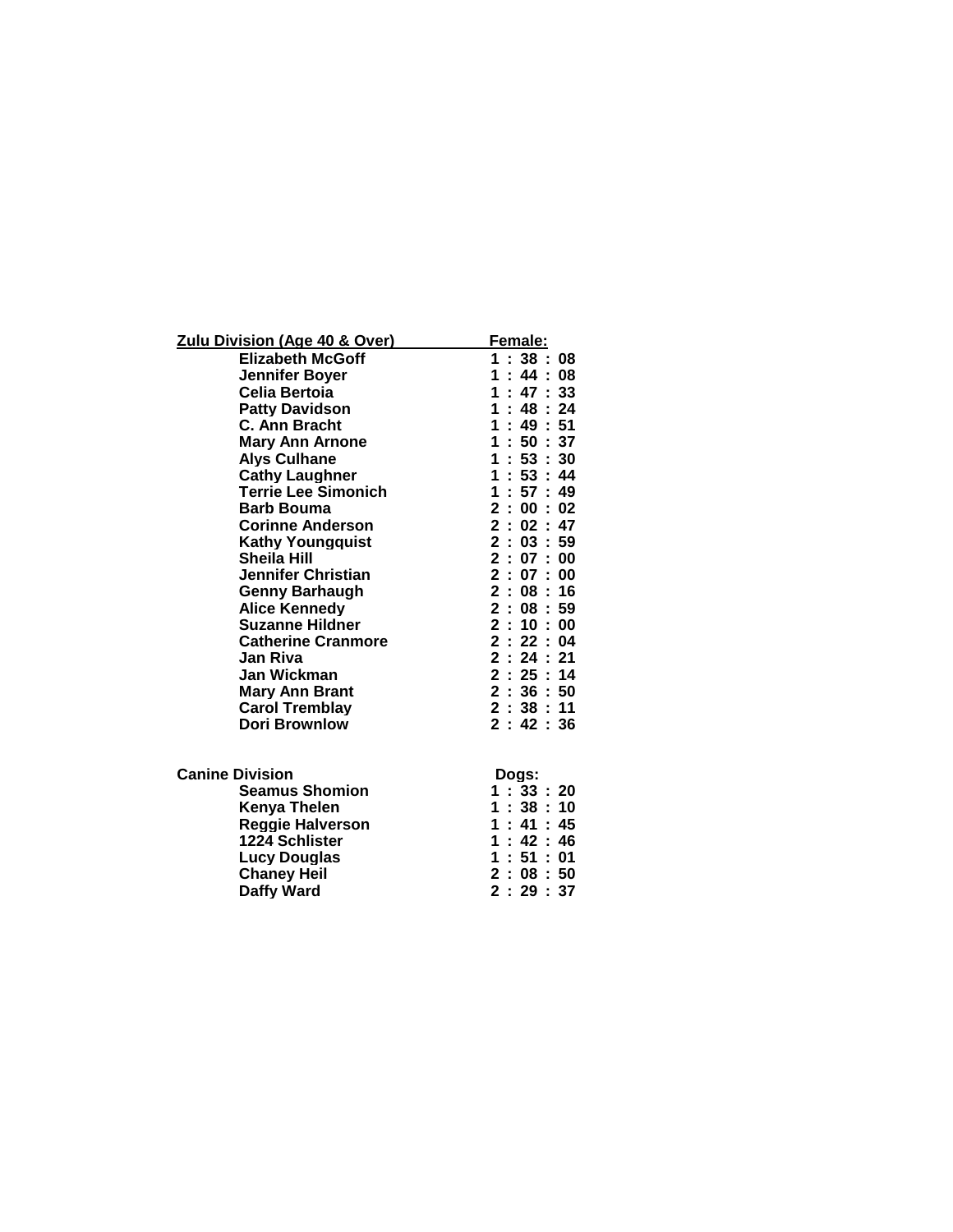| Zulu Division (Age 40 & Over) | Female: |
|---|---|
| Elizabeth McGoff | 1 : 38 : 08 |
| Jennifer Boyer | 1 : 44 : 08 |
| Celia Bertoia | 1 : 47 : 33 |
| Patty Davidson | 1 : 48 : 24 |
| C. Ann Bracht | 1 : 49 : 51 |
| Mary Ann Arnone | 1 : 50 : 37 |
| Alys Culhane | 1 : 53 : 30 |
| Cathy Laughner | 1 : 53 : 44 |
| Terrie Lee Simonich | 1 : 57 : 49 |
| Barb Bouma | 2 : 00 : 02 |
| Corinne Anderson | 2 : 02 : 47 |
| Kathy Youngquist | 2 : 03 : 59 |
| Sheila Hill | 2 : 07 : 00 |
| Jennifer Christian | 2 : 07 : 00 |
| Genny Barhaugh | 2 : 08 : 16 |
| Alice Kennedy | 2 : 08 : 59 |
| Suzanne Hildner | 2 : 10 : 00 |
| Catherine Cranmore | 2 : 22 : 04 |
| Jan Riva | 2 : 24 : 21 |
| Jan Wickman | 2 : 25 : 14 |
| Mary Ann Brant | 2 : 36 : 50 |
| Carol Tremblay | 2 : 38 : 11 |
| Dori Brownlow | 2 : 42 : 36 |

| Canine Division | Dogs: |
|---|---|
| Seamus Shomion | 1 : 33 : 20 |
| Kenya Thelen | 1 : 38 : 10 |
| Reggie Halverson | 1 : 41 : 45 |
| 1224 Schlister | 1 : 42 : 46 |
| Lucy Douglas | 1 : 51 : 01 |
| Chaney Heil | 2 : 08 : 50 |
| Daffy Ward | 2 : 29 : 37 |